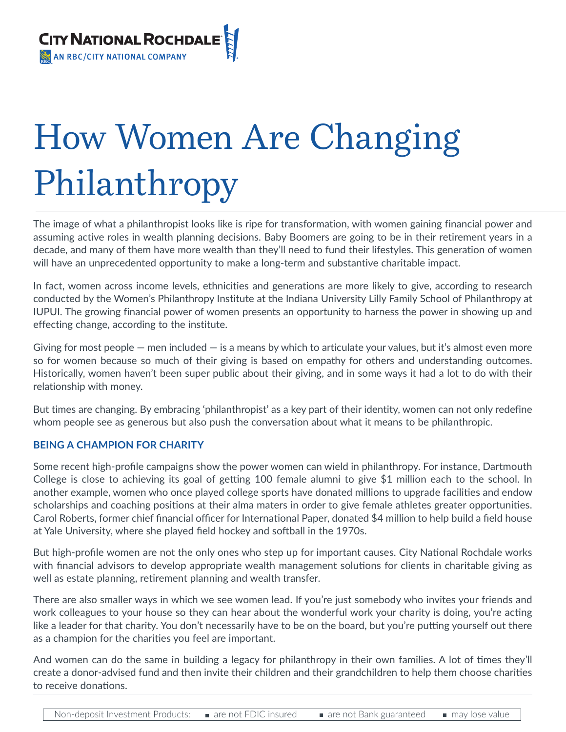# How Women Are Changing Philanthropy

The image of what a philanthropist looks like is ripe for transformation, with women gaining financial power and assuming active roles in wealth planning decisions. Baby Boomers are going to be in their retirement years in a decade, and many of them have more wealth than they'll need to fund their lifestyles. This generation of women will have an unprecedented opportunity to make a long-term and substantive charitable impact.

In fact, women across income levels, ethnicities and generations are more likely to give, according to research conducted by the Women's Philanthropy Institute at the Indiana University Lilly Family School of Philanthropy at IUPUI. The growing financial power of women presents an opportunity to harness the power in showing up and effecting change, according to the institute.

Giving for most people — men included — is a means by which to articulate your values, but it's almost even more so for women because so much of their giving is based on empathy for others and understanding outcomes. Historically, women haven't been super public about their giving, and in some ways it had a lot to do with their relationship with money.

But times are changing. By embracing 'philanthropist' as a key part of their identity, women can not only redefine whom people see as generous but also push the conversation about what it means to be philanthropic.

## BEING A CHAMPION FOR CHARITY

Some recent high-profile campaigns show the power women can wield in philanthropy. For instance, Dartmouth College is close to achieving its goal of getting 100 female alumni to give $1 million each to the school. In another example, women who once played college sports have donated millions to upgrade facilities and endow scholarships and coaching positions at their alma maters in order to give female athletes greater opportunities. Carol Roberts, former chief financial officer for International Paper, donated $4 million to help build a field house at Yale University, where she played field hockey and softball in the 1970s.

But high-profile women are not the only ones who step up for important causes. City National Rochdale works with financial advisors to develop appropriate wealth management solutions for clients in charitable giving as well as estate planning, retirement planning and wealth transfer.

There are also smaller ways in which we see women lead. If you're just somebody who invites your friends and work colleagues to your house so they can hear about the wonderful work your charity is doing, you're acting like a leader for that charity. You don't necessarily have to be on the board, but you're putting yourself out there as a champion for the charities you feel are important.

And women can do the same in building a legacy for philanthropy in their own families. A lot of times they'll create a donor-advised fund and then invite their children and their grandchildren to help them choose charities to receive donations.

Non-deposit Investment Products: ▪ are not FDIC insured ▪ are not Bank guaranteed ▪ may lose value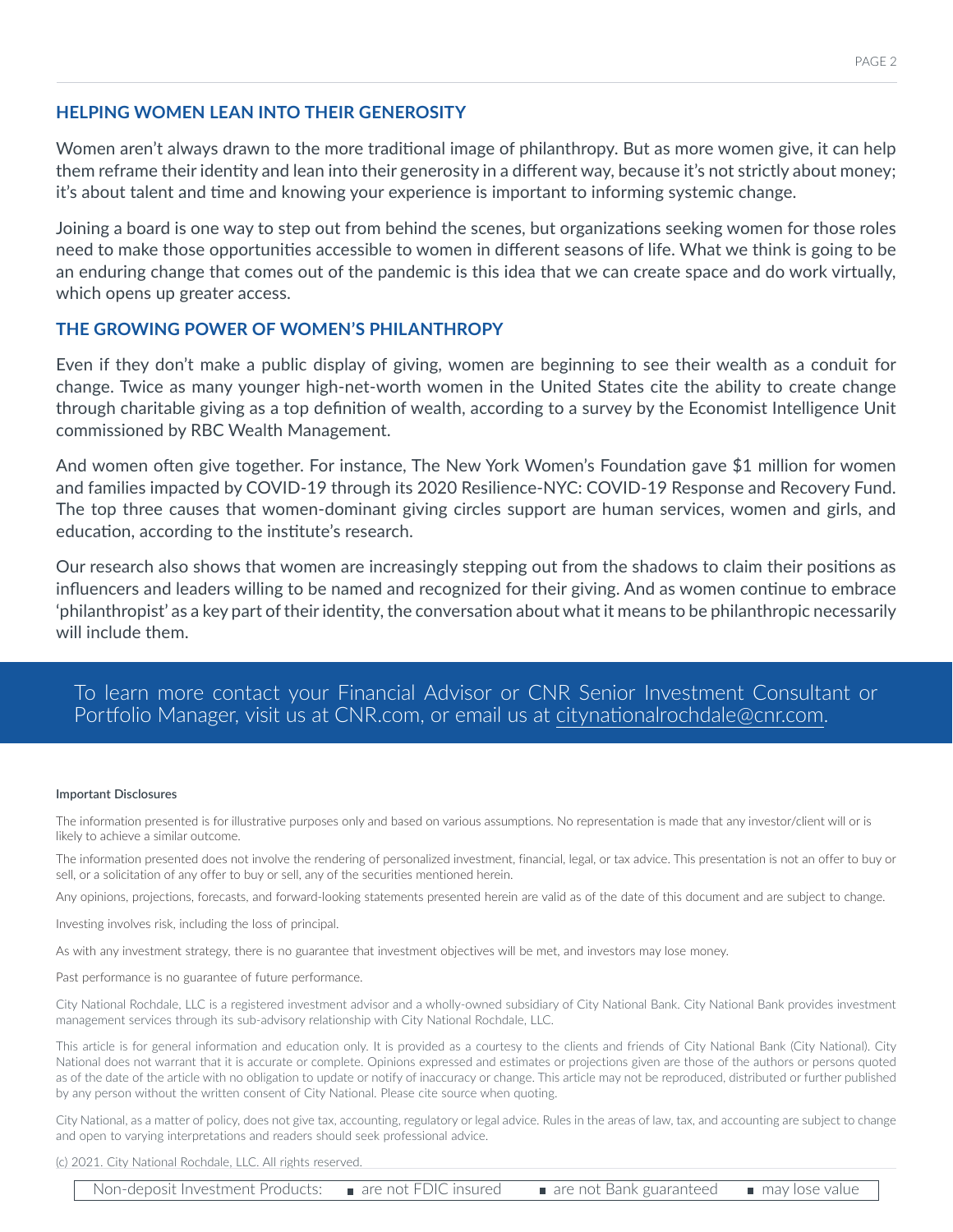## HELPING WOMEN LEAN INTO THEIR GENEROSITY

Women aren't always drawn to the more traditional image of philanthropy. But as more women give, it can help them reframe their identity and lean into their generosity in a different way, because it's not strictly about money; it's about talent and time and knowing your experience is important to informing systemic change.

Joining a board is one way to step out from behind the scenes, but organizations seeking women for those roles need to make those opportunities accessible to women in different seasons of life. What we think is going to be an enduring change that comes out of the pandemic is this idea that we can create space and do work virtually, which opens up greater access.

## THE GROWING POWER OF WOMEN'S PHILANTHROPY

Even if they don't make a public display of giving, women are beginning to see their wealth as a conduit for change. Twice as many younger high-net-worth women in the United States cite the ability to create change through charitable giving as a top definition of wealth, according to a survey by the Economist Intelligence Unit commissioned by RBC Wealth Management.

And women often give together. For instance, The New York Women's Foundation gave $1 million for women and families impacted by COVID-19 through its 2020 Resilience-NYC: COVID-19 Response and Recovery Fund. The top three causes that women-dominant giving circles support are human services, women and girls, and education, according to the institute's research.

Our research also shows that women are increasingly stepping out from the shadows to claim their positions as influencers and leaders willing to be named and recognized for their giving. And as women continue to embrace 'philanthropist' as a key part of their identity, the conversation about what it means to be philanthropic necessarily will include them.

To learn more contact your Financial Advisor or CNR Senior Investment Consultant or Portfolio Manager, visit us at CNR.com, or email us at citynationalrochdale@cnr.com.

**Important Disclosures**

The information presented is for illustrative purposes only and based on various assumptions. No representation is made that any investor/client will or is likely to achieve a similar outcome.

The information presented does not involve the rendering of personalized investment, financial, legal, or tax advice. This presentation is not an offer to buy or sell, or a solicitation of any offer to buy or sell, any of the securities mentioned herein.

Any opinions, projections, forecasts, and forward-looking statements presented herein are valid as of the date of this document and are subject to change.

Investing involves risk, including the loss of principal.

As with any investment strategy, there is no guarantee that investment objectives will be met, and investors may lose money.

Past performance is no guarantee of future performance.

City National Rochdale, LLC is a registered investment advisor and a wholly-owned subsidiary of City National Bank. City National Bank provides investment management services through its sub-advisory relationship with City National Rochdale, LLC.

This article is for general information and education only. It is provided as a courtesy to the clients and friends of City National Bank (City National). City National does not warrant that it is accurate or complete. Opinions expressed and estimates or projections given are those of the authors or persons quoted as of the date of the article with no obligation to update or notify of inaccuracy or change. This article may not be reproduced, distributed or further published by any person without the written consent of City National. Please cite source when quoting.

City National, as a matter of policy, does not give tax, accounting, regulatory or legal advice. Rules in the areas of law, tax, and accounting are subject to change and open to varying interpretations and readers should seek professional advice.

(c) 2021. City National Rochdale, LLC. All rights reserved.

Non-deposit Investment Products: ■ are not FDIC insured ■ are not Bank guaranteed ■ may lose value